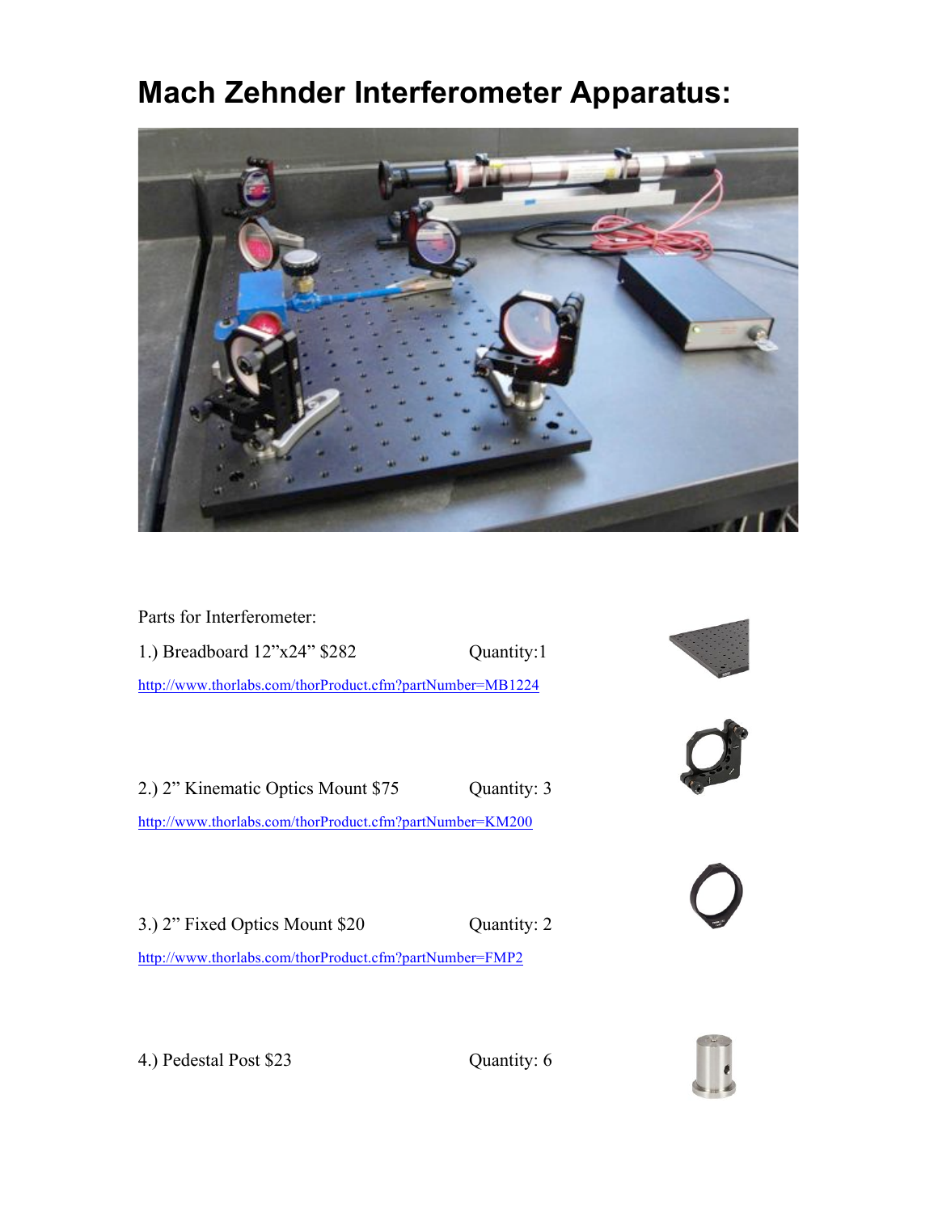# Mach Zehnder Interferometer Apparatus:

Parts for Interferometer:

1.) Breadboard 12"x24" $282 Quantity:1

http://www.thorlabs.com/thorProduct.cfm?partNumber=MB1224

2.) 2" Kinematic Optics Mount $75 Quantity: 3

http://www.thorlabs.com/thorProduct.cfm?partNumber=KM200

3.) 2" Fixed Optics Mount $20 Quantity: 2

http://www.thorlabs.com/thorProduct.cfm?partNumber=FMP2

4.) Pedestal Post $23 Quantity: 6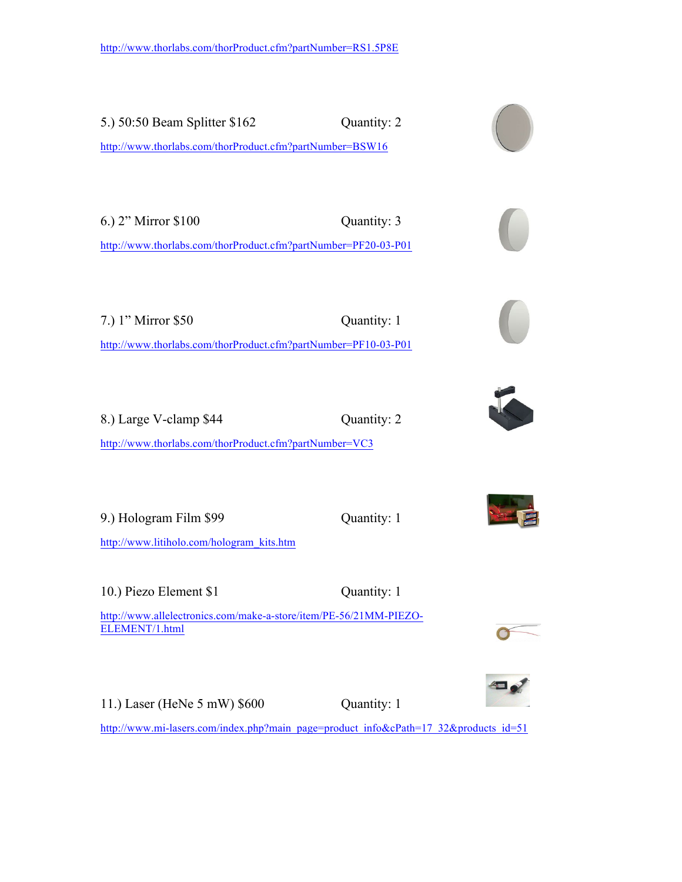http://www.thorlabs.com/thorProduct.cfm?partNumber=RS1.5P8E

5.) 50:50 Beam Splitter $162 Quantity: 2

http://www.thorlabs.com/thorProduct.cfm?partNumber=BSW16

6.) 2" Mirror $100 Quantity: 3

http://www.thorlabs.com/thorProduct.cfm?partNumber=PF20-03-P01

7.) 1" Mirror $50 Quantity: 1

http://www.thorlabs.com/thorProduct.cfm?partNumber=PF10-03-P01

8.) Large V-clamp $44 Quantity: 2

http://www.thorlabs.com/thorProduct.cfm?partNumber=VC3

9.) Hologram Film $99 Quantity: 1

http://www.litiholo.com/hologram_kits.htm

10.) Piezo Element $1 Quantity: 1

http://www.allelectronics.com/make-a-store/item/PE-56/21MM-PIEZO-ELEMENT/1.html

11.) Laser (HeNe 5 mW) $600 Quantity: 1

http://www.mi-lasers.com/index.php?main_page=product_info&cPath=17_32&products_id=51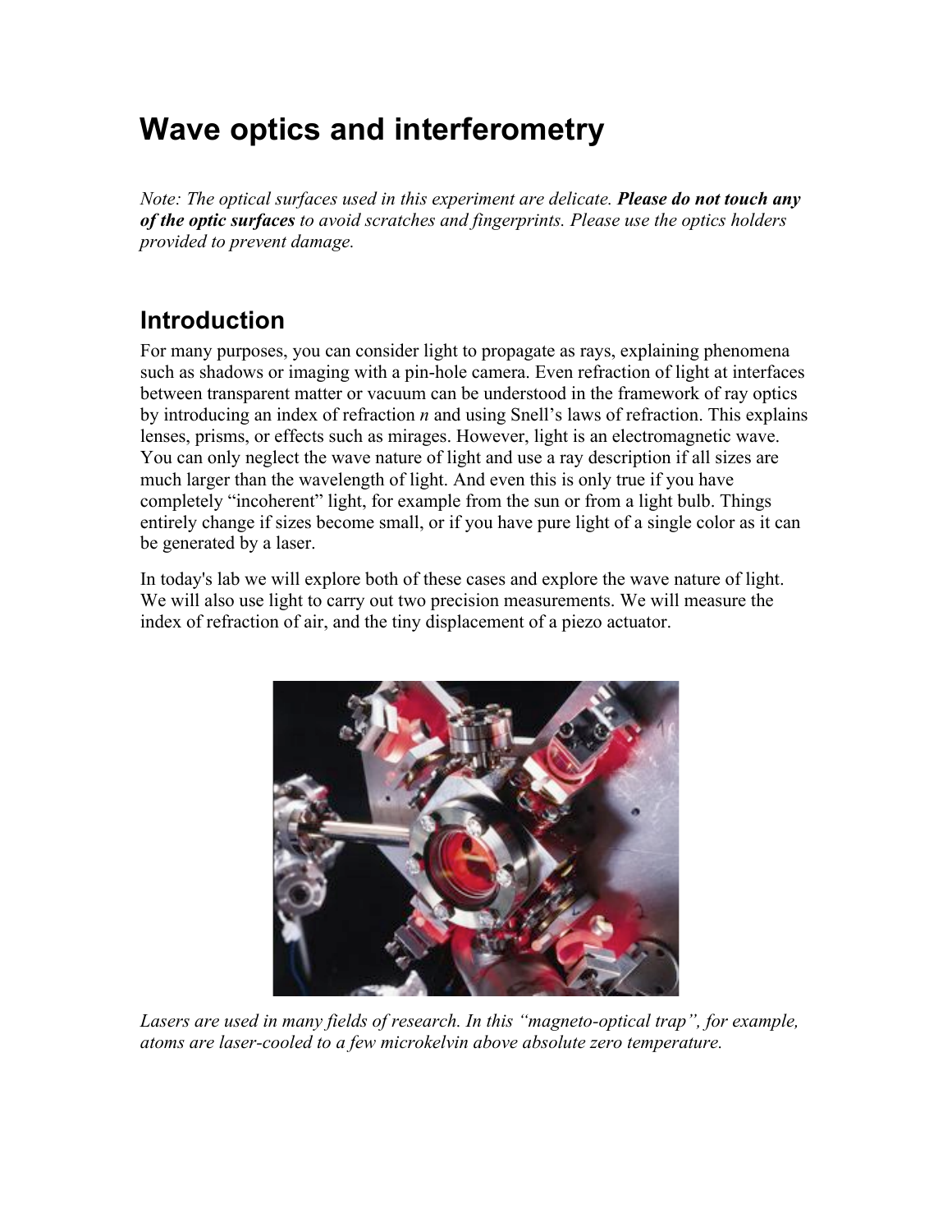# Wave optics and interferometry

*Note: The optical surfaces used in this experiment are delicate.* ***Please do not touch any of the optic surfaces*** *to avoid scratches and fingerprints. Please use the optics holders provided to prevent damage.*

## Introduction

For many purposes, you can consider light to propagate as rays, explaining phenomena such as shadows or imaging with a pin-hole camera. Even refraction of light at interfaces between transparent matter or vacuum can be understood in the framework of ray optics by introducing an index of refraction *n* and using Snell's laws of refraction. This explains lenses, prisms, or effects such as mirages. However, light is an electromagnetic wave. You can only neglect the wave nature of light and use a ray description if all sizes are much larger than the wavelength of light. And even this is only true if you have completely "incoherent" light, for example from the sun or from a light bulb. Things entirely change if sizes become small, or if you have pure light of a single color as it can be generated by a laser.

In today's lab we will explore both of these cases and explore the wave nature of light. We will also use light to carry out two precision measurements. We will measure the index of refraction of air, and the tiny displacement of a piezo actuator.

*Lasers are used in many fields of research. In this "magneto-optical trap", for example, atoms are laser-cooled to a few microkelvin above absolute zero temperature.*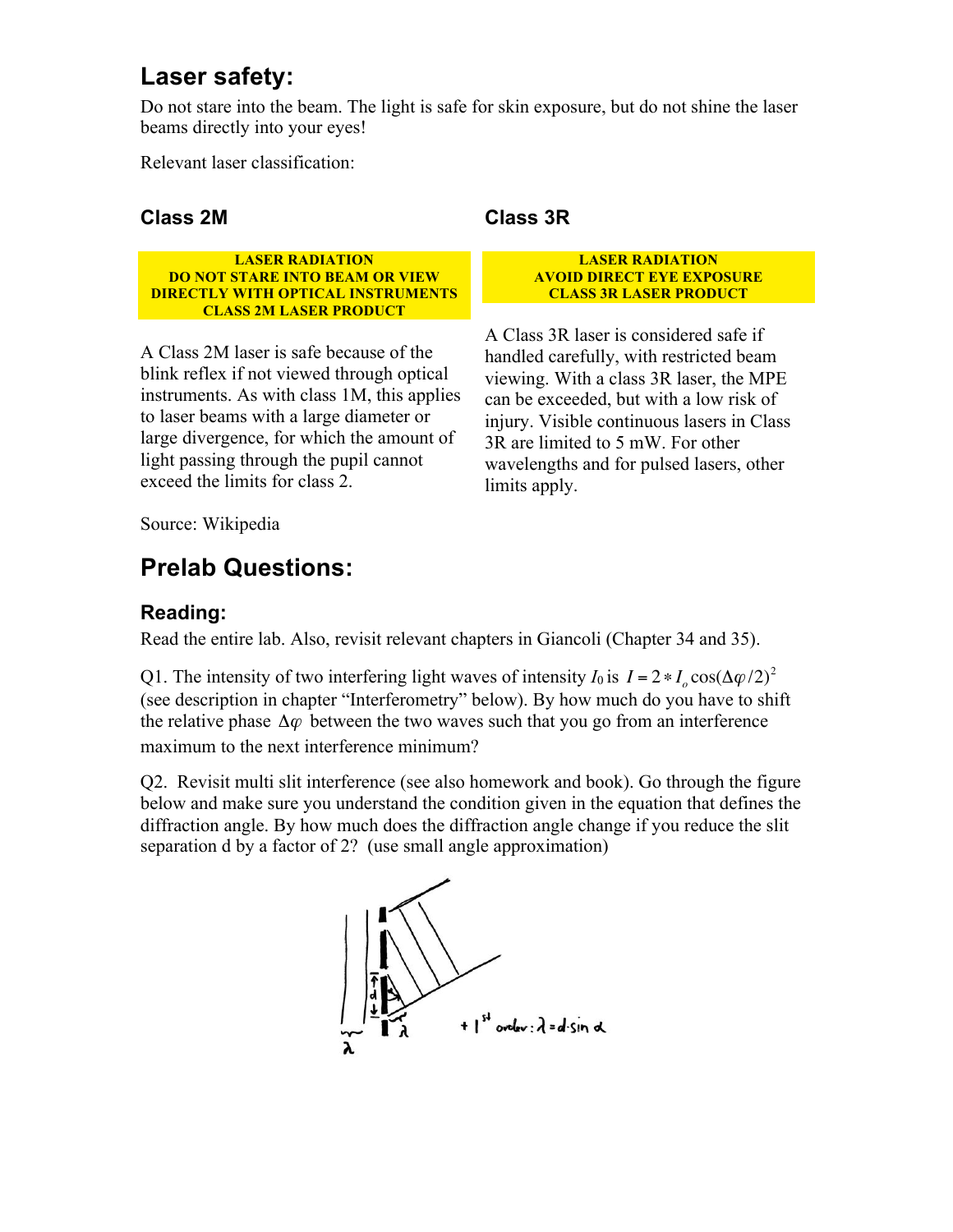## Laser safety:

Do not stare into the beam. The light is safe for skin exposure, but do not shine the laser beams directly into your eyes!

Relevant laser classification:

### Class 2M

**LASER RADIATION**
**DO NOT STARE INTO BEAM OR VIEW DIRECTLY WITH OPTICAL INSTRUMENTS**
**CLASS 2M LASER PRODUCT**

A Class 2M laser is safe because of the blink reflex if not viewed through optical instruments. As with class 1M, this applies to laser beams with a large diameter or large divergence, for which the amount of light passing through the pupil cannot exceed the limits for class 2.

### Class 3R

**LASER RADIATION**
**AVOID DIRECT EYE EXPOSURE**
**CLASS 3R LASER PRODUCT**

A Class 3R laser is considered safe if handled carefully, with restricted beam viewing. With a class 3R laser, the MPE can be exceeded, but with a low risk of injury. Visible continuous lasers in Class 3R are limited to 5 mW. For other wavelengths and for pulsed lasers, other limits apply.

Source: Wikipedia

## Prelab Questions:

### Reading:

Read the entire lab. Also, revisit relevant chapters in Giancoli (Chapter 34 and 35).

Q1. The intensity of two interfering light waves of intensity $I_0$ is $I = 2 * I_o \cos(\Delta\varphi/2)^2$ (see description in chapter "Interferometry" below). By how much do you have to shift the relative phase $\Delta\varphi$ between the two waves such that you go from an interference maximum to the next interference minimum?

Q2. Revisit multi slit interference (see also homework and book). Go through the figure below and make sure you understand the condition given in the equation that defines the diffraction angle. By how much does the diffraction angle change if you reduce the slit separation d by a factor of 2? (use small angle approximation)

$+1^{st}$ order: $\lambda = d \cdot \sin\alpha$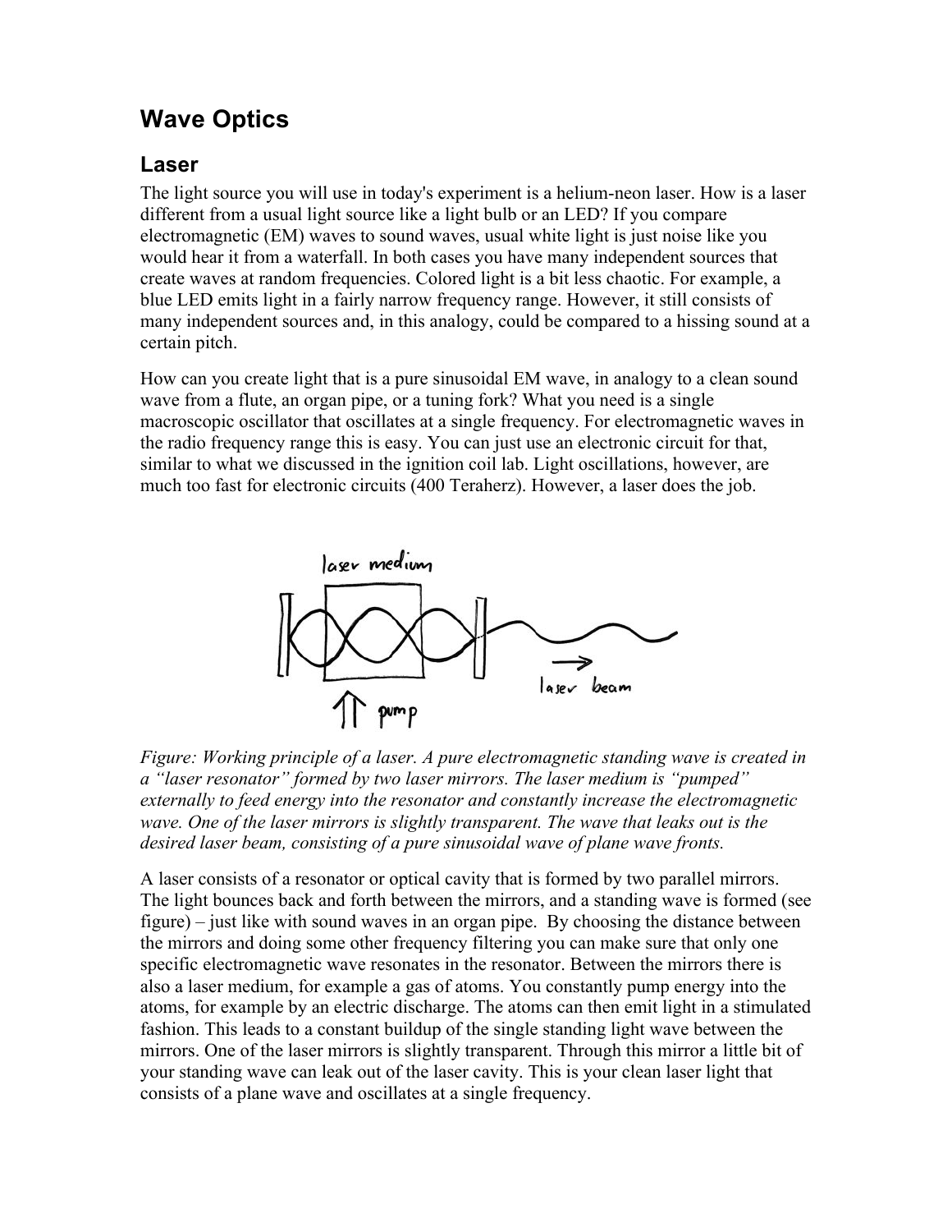# Wave Optics

## Laser

The light source you will use in today's experiment is a helium-neon laser. How is a laser different from a usual light source like a light bulb or an LED? If you compare electromagnetic (EM) waves to sound waves, usual white light is just noise like you would hear it from a waterfall. In both cases you have many independent sources that create waves at random frequencies. Colored light is a bit less chaotic. For example, a blue LED emits light in a fairly narrow frequency range. However, it still consists of many independent sources and, in this analogy, could be compared to a hissing sound at a certain pitch.

How can you create light that is a pure sinusoidal EM wave, in analogy to a clean sound wave from a flute, an organ pipe, or a tuning fork? What you need is a single macroscopic oscillator that oscillates at a single frequency. For electromagnetic waves in the radio frequency range this is easy. You can just use an electronic circuit for that, similar to what we discussed in the ignition coil lab. Light oscillations, however, are much too fast for electronic circuits (400 Teraherz). However, a laser does the job.

*Figure: Working principle of a laser. A pure electromagnetic standing wave is created in a "laser resonator" formed by two laser mirrors. The laser medium is "pumped" externally to feed energy into the resonator and constantly increase the electromagnetic wave. One of the laser mirrors is slightly transparent. The wave that leaks out is the desired laser beam, consisting of a pure sinusoidal wave of plane wave fronts.*

A laser consists of a resonator or optical cavity that is formed by two parallel mirrors. The light bounces back and forth between the mirrors, and a standing wave is formed (see figure) – just like with sound waves in an organ pipe. By choosing the distance between the mirrors and doing some other frequency filtering you can make sure that only one specific electromagnetic wave resonates in the resonator. Between the mirrors there is also a laser medium, for example a gas of atoms. You constantly pump energy into the atoms, for example by an electric discharge. The atoms can then emit light in a stimulated fashion. This leads to a constant buildup of the single standing light wave between the mirrors. One of the laser mirrors is slightly transparent. Through this mirror a little bit of your standing wave can leak out of the laser cavity. This is your clean laser light that consists of a plane wave and oscillates at a single frequency.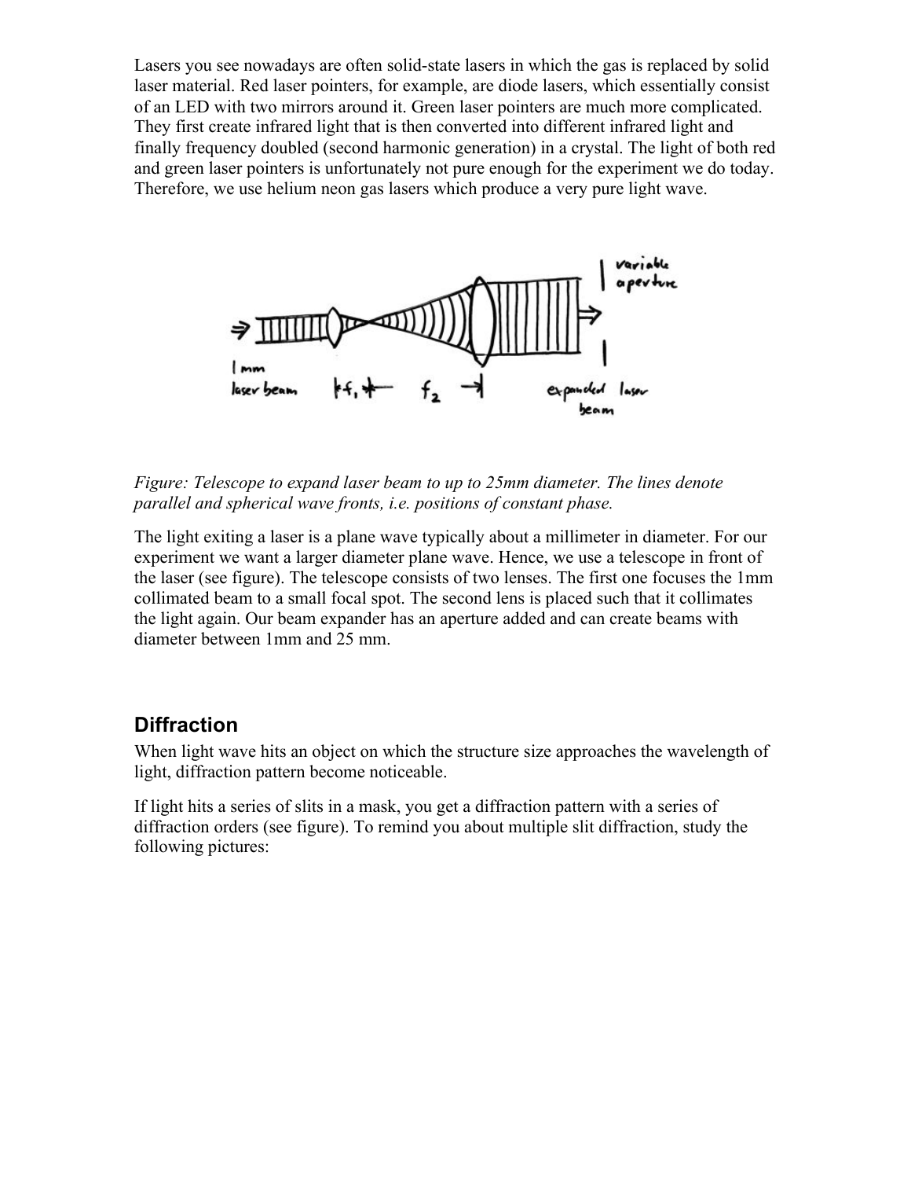Lasers you see nowadays are often solid-state lasers in which the gas is replaced by solid laser material. Red laser pointers, for example, are diode lasers, which essentially consist of an LED with two mirrors around it. Green laser pointers are much more complicated. They first create infrared light that is then converted into different infrared light and finally frequency doubled (second harmonic generation) in a crystal. The light of both red and green laser pointers is unfortunately not pure enough for the experiment we do today. Therefore, we use helium neon gas lasers which produce a very pure light wave.

*Figure: Telescope to expand laser beam to up to 25mm diameter. The lines denote parallel and spherical wave fronts, i.e. positions of constant phase.*

The light exiting a laser is a plane wave typically about a millimeter in diameter. For our experiment we want a larger diameter plane wave. Hence, we use a telescope in front of the laser (see figure). The telescope consists of two lenses. The first one focuses the 1mm collimated beam to a small focal spot. The second lens is placed such that it collimates the light again. Our beam expander has an aperture added and can create beams with diameter between 1mm and 25 mm.

## Diffraction

When light wave hits an object on which the structure size approaches the wavelength of light, diffraction pattern become noticeable.

If light hits a series of slits in a mask, you get a diffraction pattern with a series of diffraction orders (see figure). To remind you about multiple slit diffraction, study the following pictures: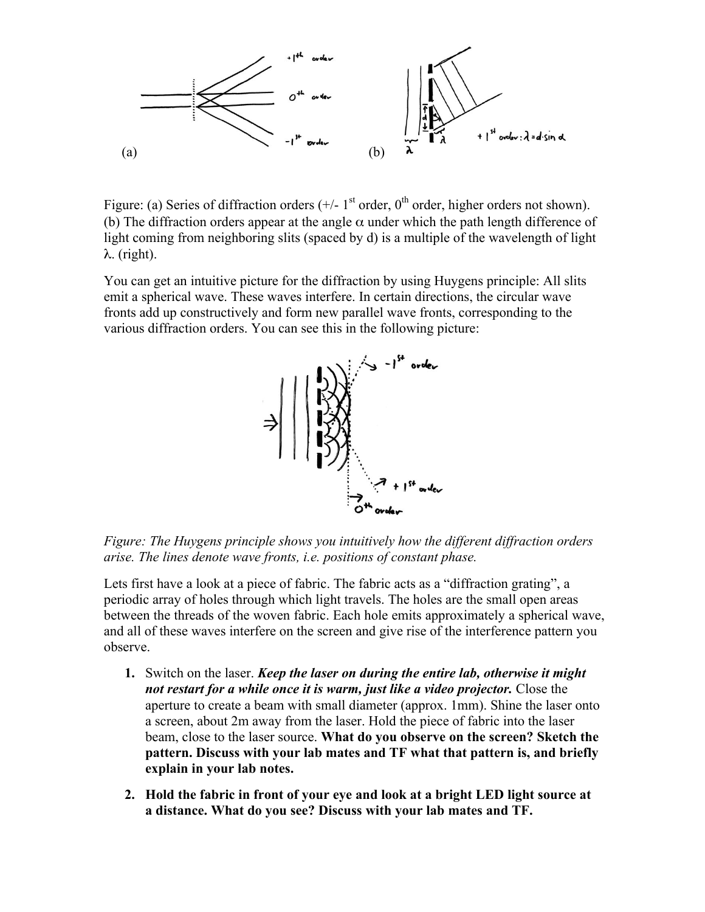(a) (b)

Figure: (a) Series of diffraction orders (+/- 1[st] order, 0[th] order, higher orders not shown). (b) The diffraction orders appear at the angle $\alpha$ under which the path length difference of light coming from neighboring slits (spaced by d) is a multiple of the wavelength of light $\lambda$. (right).

You can get an intuitive picture for the diffraction by using Huygens principle: All slits emit a spherical wave. These waves interfere. In certain directions, the circular wave fronts add up constructively and form new parallel wave fronts, corresponding to the various diffraction orders. You can see this in the following picture:

*Figure: The Huygens principle shows you intuitively how the different diffraction orders arise. The lines denote wave fronts, i.e. positions of constant phase.*

Lets first have a look at a piece of fabric. The fabric acts as a "diffraction grating", a periodic array of holes through which light travels. The holes are the small open areas between the threads of the woven fabric. Each hole emits approximately a spherical wave, and all of these waves interfere on the screen and give rise of the interference pattern you observe.

1. Switch on the laser. ***Keep the laser on during the entire lab, otherwise it might not restart for a while once it is warm, just like a video projector.*** Close the aperture to create a beam with small diameter (approx. 1mm). Shine the laser onto a screen, about 2m away from the laser. Hold the piece of fabric into the laser beam, close to the laser source. **What do you observe on the screen? Sketch the pattern. Discuss with your lab mates and TF what that pattern is, and briefly explain in your lab notes.**

2. **Hold the fabric in front of your eye and look at a bright LED light source at a distance. What do you see? Discuss with your lab mates and TF.**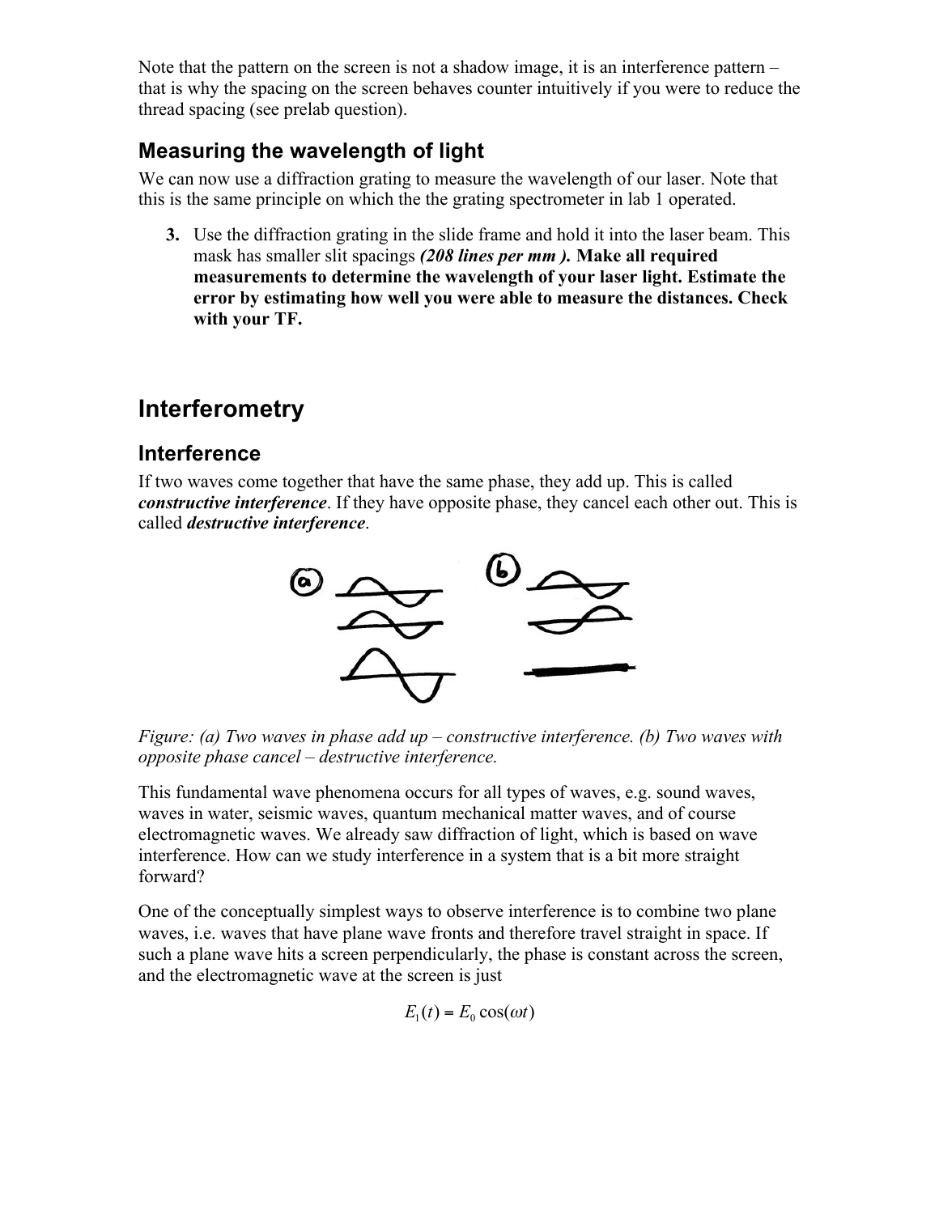Note that the pattern on the screen is not a shadow image, it is an interference pattern – that is why the spacing on the screen behaves counter intuitively if you were to reduce the thread spacing (see prelab question).

## Measuring the wavelength of light

We can now use a diffraction grating to measure the wavelength of our laser. Note that this is the same principle on which the the grating spectrometer in lab 1 operated.

3. Use the diffraction grating in the slide frame and hold it into the laser beam. This mask has smaller slit spacings ***(208 lines per mm ).*** **Make all required measurements to determine the wavelength of your laser light. Estimate the error by estimating how well you were able to measure the distances. Check with your TF.**

# Interferometry

## Interference

If two waves come together that have the same phase, they add up. This is called ***constructive interference***. If they have opposite phase, they cancel each other out. This is called ***destructive interference***.

*Figure: (a) Two waves in phase add up – constructive interference. (b) Two waves with opposite phase cancel – destructive interference.*

This fundamental wave phenomena occurs for all types of waves, e.g. sound waves, waves in water, seismic waves, quantum mechanical matter waves, and of course electromagnetic waves. We already saw diffraction of light, which is based on wave interference. How can we study interference in a system that is a bit more straight forward?

One of the conceptually simplest ways to observe interference is to combine two plane waves, i.e. waves that have plane wave fronts and therefore travel straight in space. If such a plane wave hits a screen perpendicularly, the phase is constant across the screen, and the electromagnetic wave at the screen is just

$$E_1(t) = E_0 \cos(\omega t)$$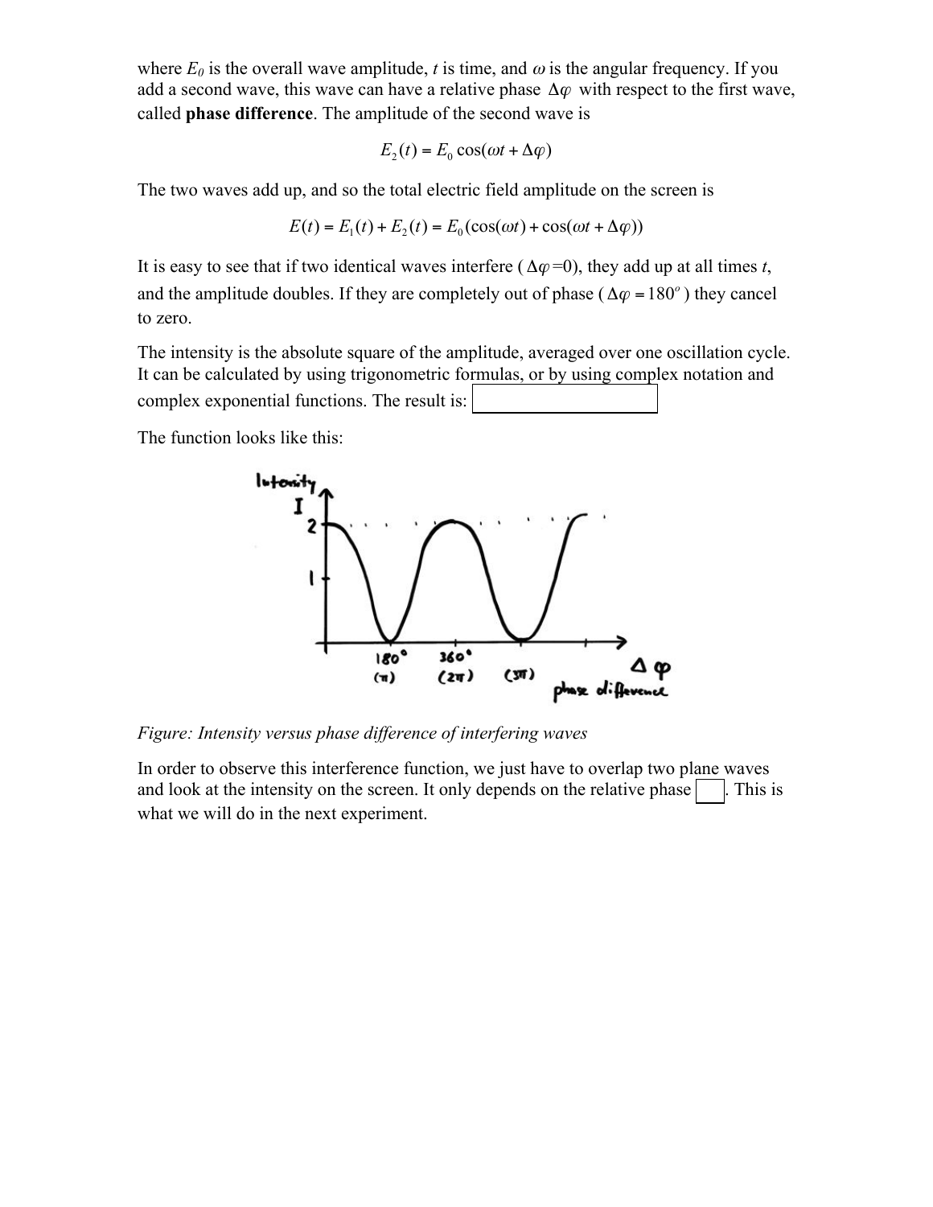where $E_0$ is the overall wave amplitude, $t$ is time, and $\omega$ is the angular frequency. If you add a second wave, this wave can have a relative phase $\Delta\varphi$ with respect to the first wave, called **phase difference**. The amplitude of the second wave is

$$E_2(t) = E_0 \cos(\omega t + \Delta\varphi)$$

The two waves add up, and so the total electric field amplitude on the screen is

$$E(t) = E_1(t) + E_2(t) = E_0(\cos(\omega t) + \cos(\omega t + \Delta\varphi))$$

It is easy to see that if two identical waves interfere ($\Delta\varphi$=0), they add up at all times $t$, and the amplitude doubles. If they are completely out of phase ($\Delta\varphi = 180^o$) they cancel to zero.

The intensity is the absolute square of the amplitude, averaged over one oscillation cycle. It can be calculated by using trigonometric formulas, or by using complex notation and complex exponential functions. The result is: [ ]

The function looks like this:

*Figure: Intensity versus phase difference of interfering waves*

In order to observe this interference function, we just have to overlap two plane waves and look at the intensity on the screen. It only depends on the relative phase [ ]. This is what we will do in the next experiment.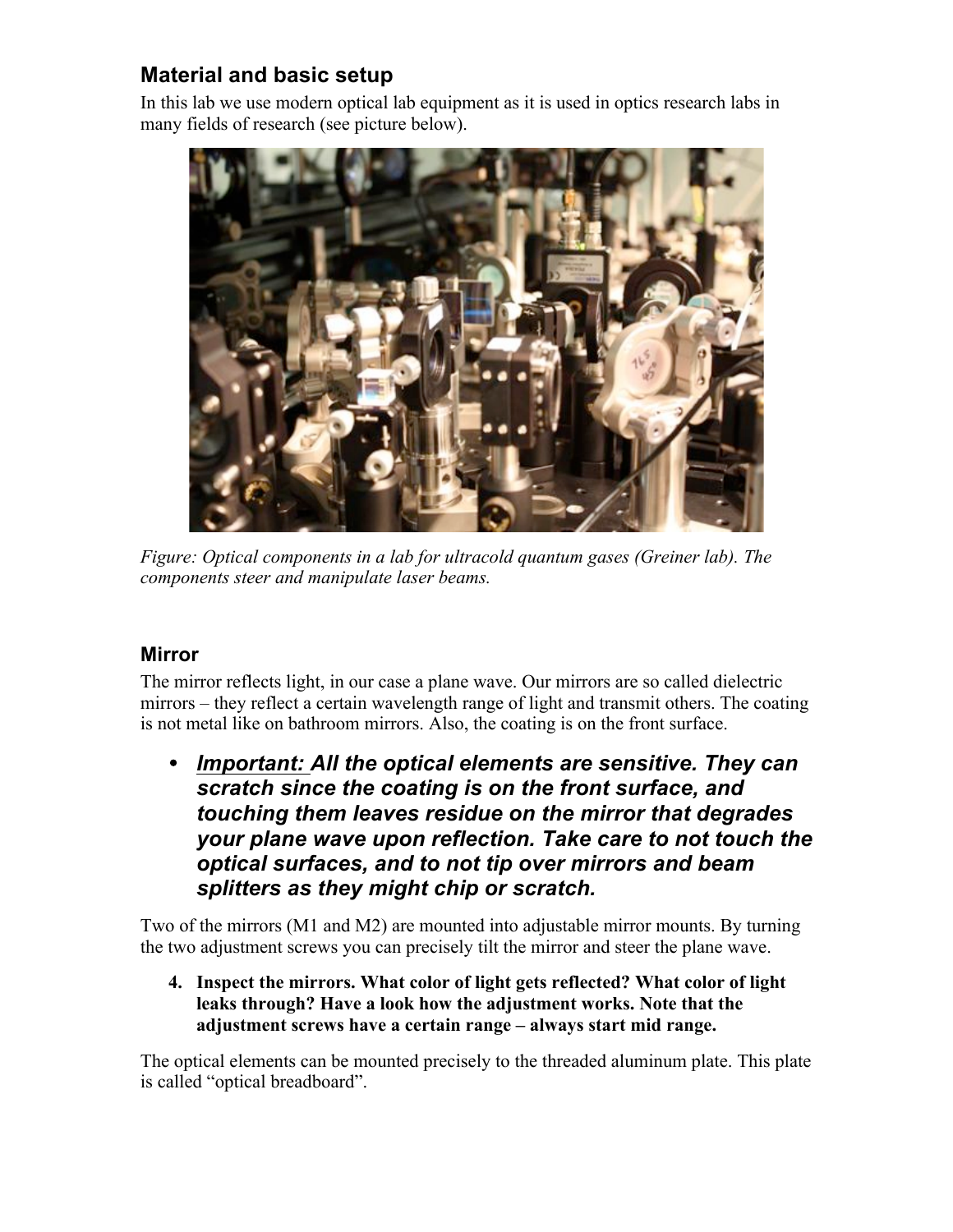## Material and basic setup

In this lab we use modern optical lab equipment as it is used in optics research labs in many fields of research (see picture below).

*Figure: Optical components in a lab for ultracold quantum gases (Greiner lab). The components steer and manipulate laser beams.*

## Mirror

The mirror reflects light, in our case a plane wave. Our mirrors are so called dielectric mirrors – they reflect a certain wavelength range of light and transmit others. The coating is not metal like on bathroom mirrors. Also, the coating is on the front surface.

- ***Important:** **All the optical elements are sensitive. They can scratch since the coating is on the front surface, and touching them leaves residue on the mirror that degrades your plane wave upon reflection. Take care to not touch the optical surfaces, and to not tip over mirrors and beam splitters as they might chip or scratch.***

Two of the mirrors (M1 and M2) are mounted into adjustable mirror mounts. By turning the two adjustment screws you can precisely tilt the mirror and steer the plane wave.

4. **Inspect the mirrors. What color of light gets reflected? What color of light leaks through? Have a look how the adjustment works. Note that the adjustment screws have a certain range – always start mid range.**

The optical elements can be mounted precisely to the threaded aluminum plate. This plate is called "optical breadboard".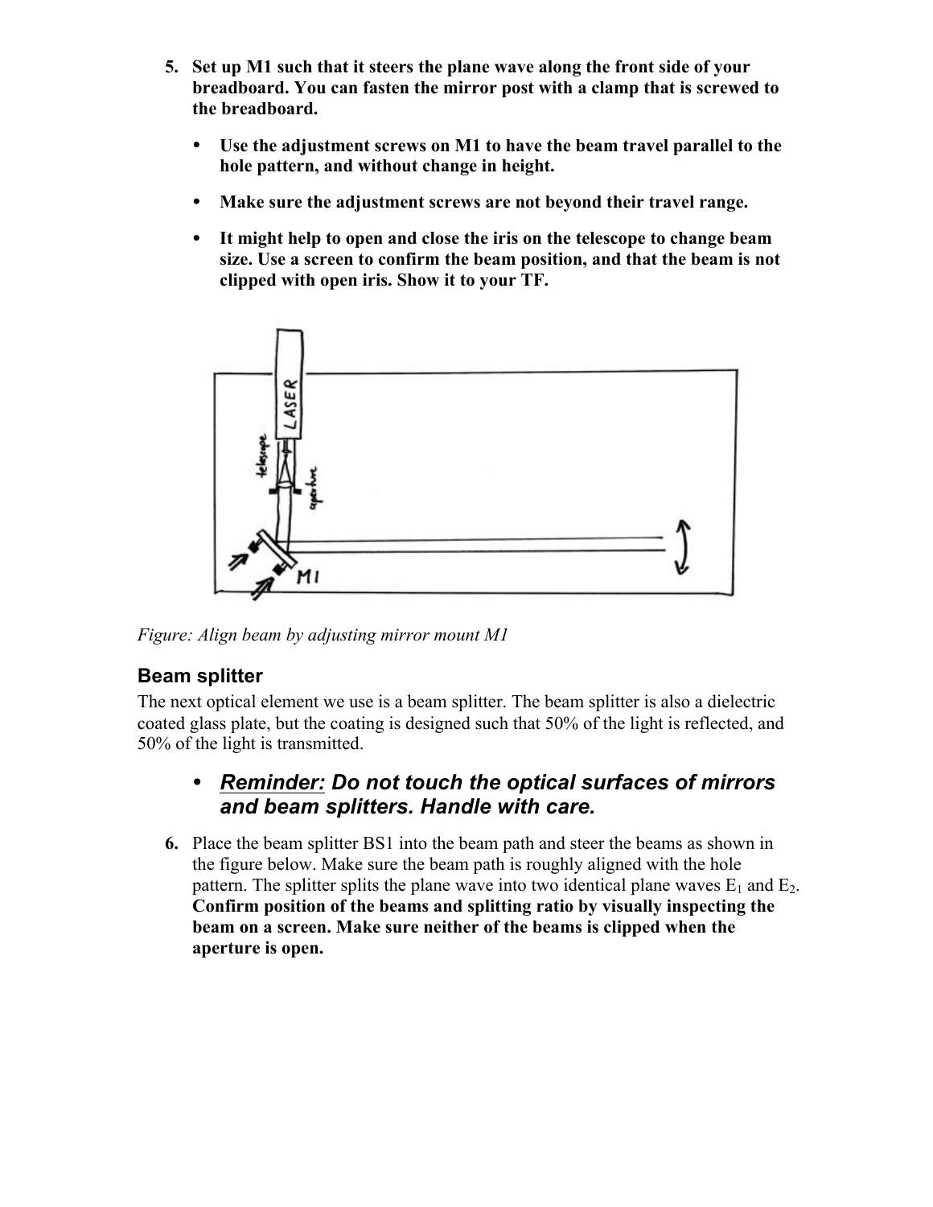5. **Set up M1 such that it steers the plane wave along the front side of your breadboard. You can fasten the mirror post with a clamp that is screwed to the breadboard.**

   - **Use the adjustment screws on M1 to have the beam travel parallel to the hole pattern, and without change in height.**
   - **Make sure the adjustment screws are not beyond their travel range.**
   - **It might help to open and close the iris on the telescope to change beam size. Use a screen to confirm the beam position, and that the beam is not clipped with open iris. Show it to your TF.**

*Figure: Align beam by adjusting mirror mount M1*

## Beam splitter

The next optical element we use is a beam splitter. The beam splitter is also a dielectric coated glass plate, but the coating is designed such that 50% of the light is reflected, and 50% of the light is transmitted.

- ***Reminder:* *Do not touch the optical surfaces of mirrors and beam splitters. Handle with care.***

6. Place the beam splitter BS1 into the beam path and steer the beams as shown in the figure below. Make sure the beam path is roughly aligned with the hole pattern. The splitter splits the plane wave into two identical plane waves $E_1$ and $E_2$. **Confirm position of the beams and splitting ratio by visually inspecting the beam on a screen. Make sure neither of the beams is clipped when the aperture is open.**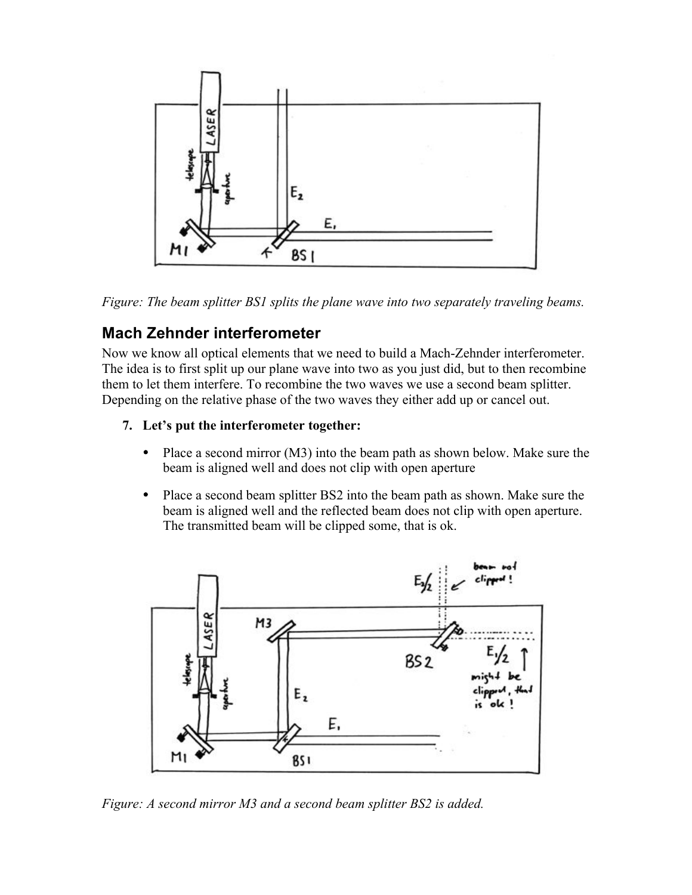*Figure: The beam splitter BS1 splits the plane wave into two separately traveling beams.*

## Mach Zehnder interferometer

Now we know all optical elements that we need to build a Mach-Zehnder interferometer. The idea is to first split up our plane wave into two as you just did, but to then recombine them to let them interfere. To recombine the two waves we use a second beam splitter. Depending on the relative phase of the two waves they either add up or cancel out.

7. **Let's put the interferometer together:**

    - Place a second mirror (M3) into the beam path as shown below. Make sure the beam is aligned well and does not clip with open aperture
    - Place a second beam splitter BS2 into the beam path as shown. Make sure the beam is aligned well and the reflected beam does not clip with open aperture. The transmitted beam will be clipped some, that is ok.

*Figure: A second mirror M3 and a second beam splitter BS2 is added.*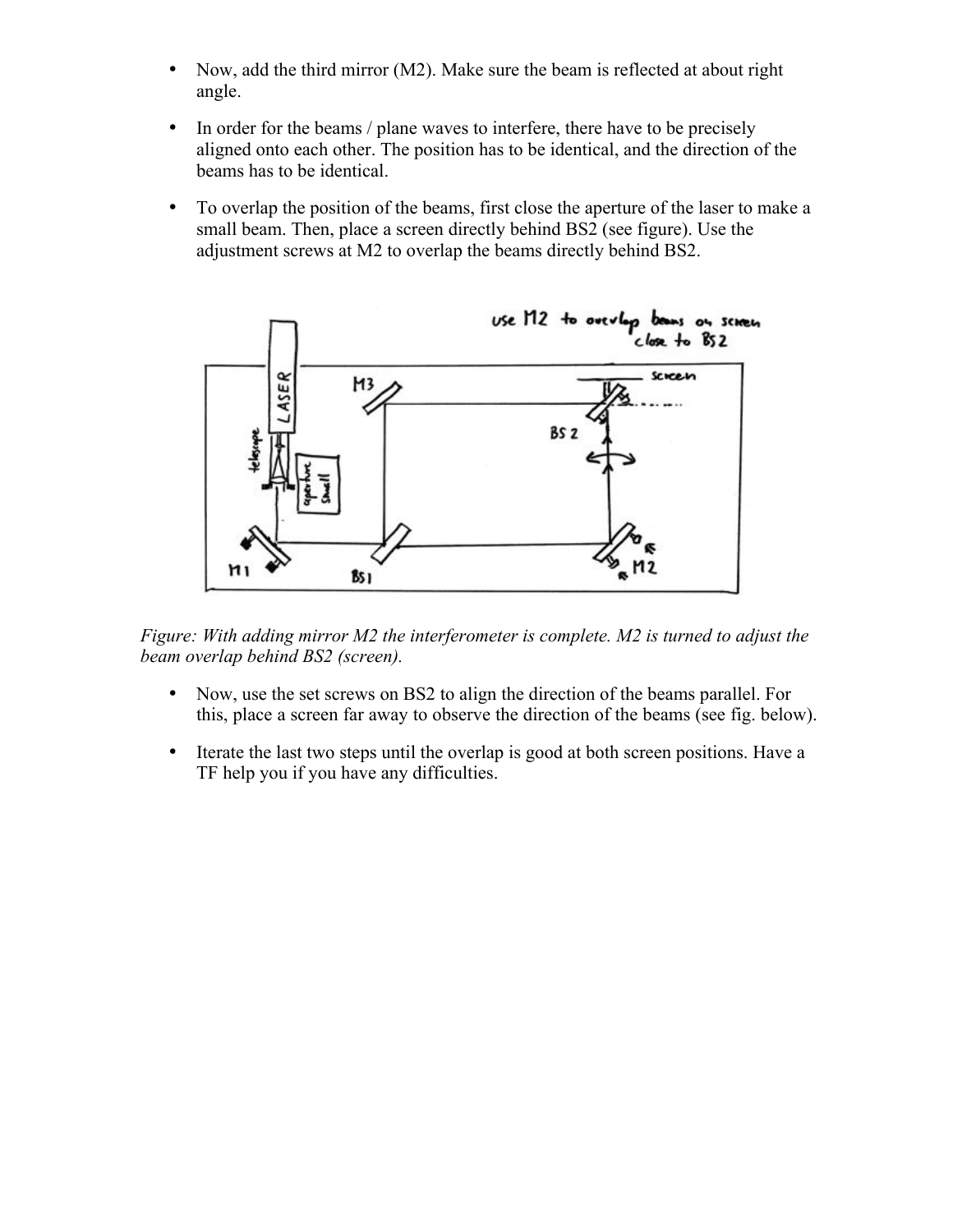- Now, add the third mirror (M2). Make sure the beam is reflected at about right angle.

- In order for the beams / plane waves to interfere, there have to be precisely aligned onto each other. The position has to be identical, and the direction of the beams has to be identical.

- To overlap the position of the beams, first close the aperture of the laser to make a small beam. Then, place a screen directly behind BS2 (see figure). Use the adjustment screws at M2 to overlap the beams directly behind BS2.

*Figure: With adding mirror M2 the interferometer is complete. M2 is turned to adjust the beam overlap behind BS2 (screen).*

- Now, use the set screws on BS2 to align the direction of the beams parallel. For this, place a screen far away to observe the direction of the beams (see fig. below).

- Iterate the last two steps until the overlap is good at both screen positions. Have a TF help you if you have any difficulties.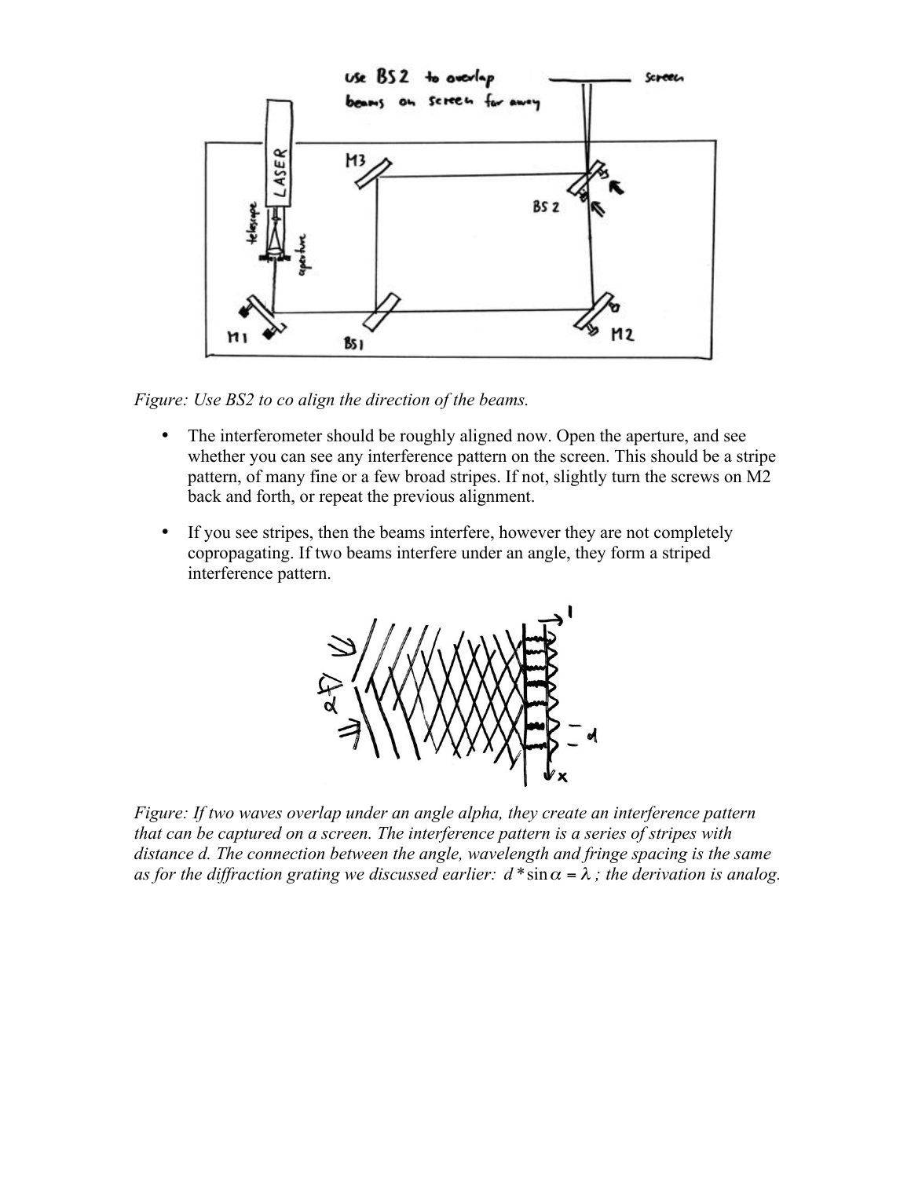*Figure: Use BS2 to co align the direction of the beams.*

- The interferometer should be roughly aligned now. Open the aperture, and see whether you can see any interference pattern on the screen. This should be a stripe pattern, of many fine or a few broad stripes. If not, slightly turn the screws on M2 back and forth, or repeat the previous alignment.

- If you see stripes, then the beams interfere, however they are not completely copropagating. If two beams interfere under an angle, they form a striped interference pattern.

*Figure: If two waves overlap under an angle alpha, they create an interference pattern that can be captured on a screen. The interference pattern is a series of stripes with distance d. The connection between the angle, wavelength and fringe spacing is the same as for the diffraction grating we discussed earlier:* $d * \sin\alpha = \lambda$ *; the derivation is analog.*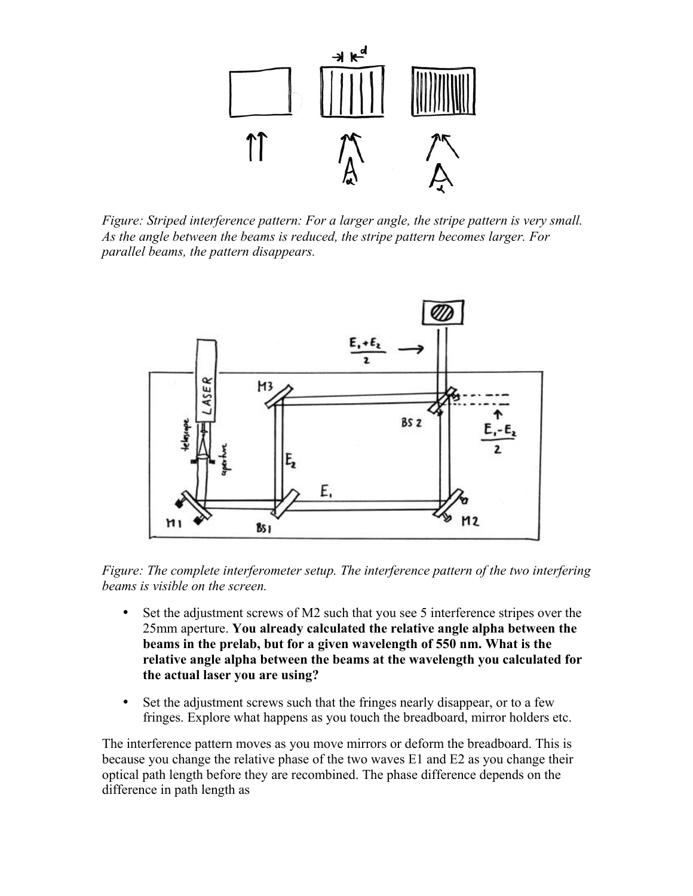*Figure: Striped interference pattern: For a larger angle, the stripe pattern is very small. As the angle between the beams is reduced, the stripe pattern becomes larger. For parallel beams, the pattern disappears.*

*Figure: The complete interferometer setup. The interference pattern of the two interfering beams is visible on the screen.*

- Set the adjustment screws of M2 such that you see 5 interference stripes over the 25mm aperture. **You already calculated the relative angle alpha between the beams in the prelab, but for a given wavelength of 550 nm. What is the relative angle alpha between the beams at the wavelength you calculated for the actual laser you are using?**

- Set the adjustment screws such that the fringes nearly disappear, or to a few fringes. Explore what happens as you touch the breadboard, mirror holders etc.

The interference pattern moves as you move mirrors or deform the breadboard. This is because you change the relative phase of the two waves E1 and E2 as you change their optical path length before they are recombined. The phase difference depends on the difference in path length as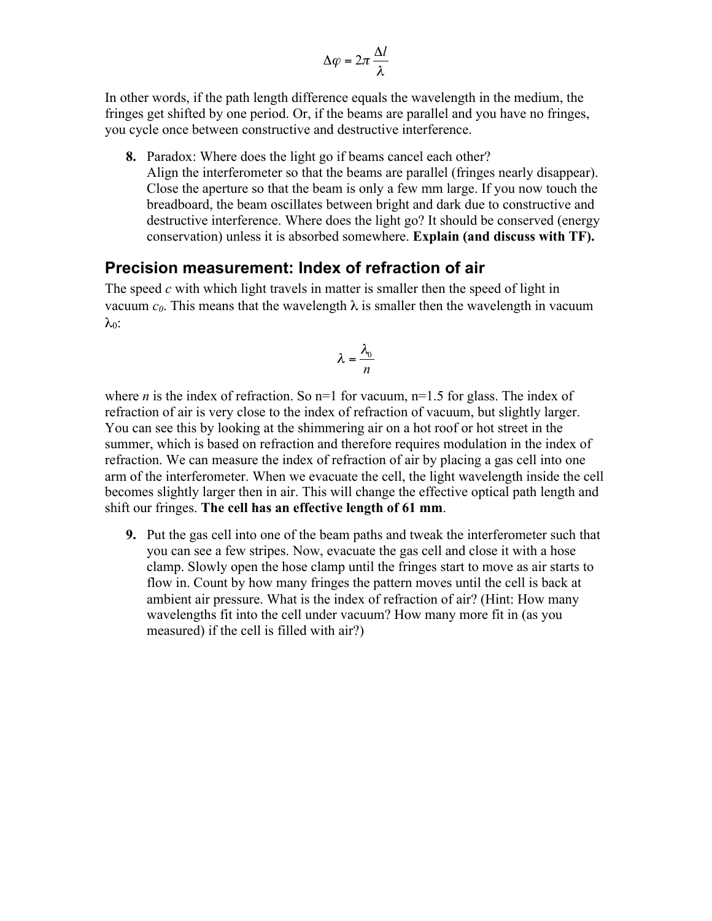$$\Delta\varphi = 2\pi \frac{\Delta l}{\lambda}$$

In other words, if the path length difference equals the wavelength in the medium, the fringes get shifted by one period. Or, if the beams are parallel and you have no fringes, you cycle once between constructive and destructive interference.

**8.** Paradox: Where does the light go if beams cancel each other? Align the interferometer so that the beams are parallel (fringes nearly disappear). Close the aperture so that the beam is only a few mm large. If you now touch the breadboard, the beam oscillates between bright and dark due to constructive and destructive interference. Where does the light go? It should be conserved (energy conservation) unless it is absorbed somewhere. **Explain (and discuss with TF).**

## Precision measurement: Index of refraction of air

The speed *c* with which light travels in matter is smaller then the speed of light in vacuum $c_0$. This means that the wavelength $\lambda$ is smaller then the wavelength in vacuum $\lambda_0$:

$$\lambda = \frac{\lambda_0}{n}$$

where *n* is the index of refraction. So n=1 for vacuum, n=1.5 for glass. The index of refraction of air is very close to the index of refraction of vacuum, but slightly larger. You can see this by looking at the shimmering air on a hot roof or hot street in the summer, which is based on refraction and therefore requires modulation in the index of refraction. We can measure the index of refraction of air by placing a gas cell into one arm of the interferometer. When we evacuate the cell, the light wavelength inside the cell becomes slightly larger then in air. This will change the effective optical path length and shift our fringes. **The cell has an effective length of 61 mm**.

**9.** Put the gas cell into one of the beam paths and tweak the interferometer such that you can see a few stripes. Now, evacuate the gas cell and close it with a hose clamp. Slowly open the hose clamp until the fringes start to move as air starts to flow in. Count by how many fringes the pattern moves until the cell is back at ambient air pressure. What is the index of refraction of air? (Hint: How many wavelengths fit into the cell under vacuum? How many more fit in (as you measured) if the cell is filled with air?)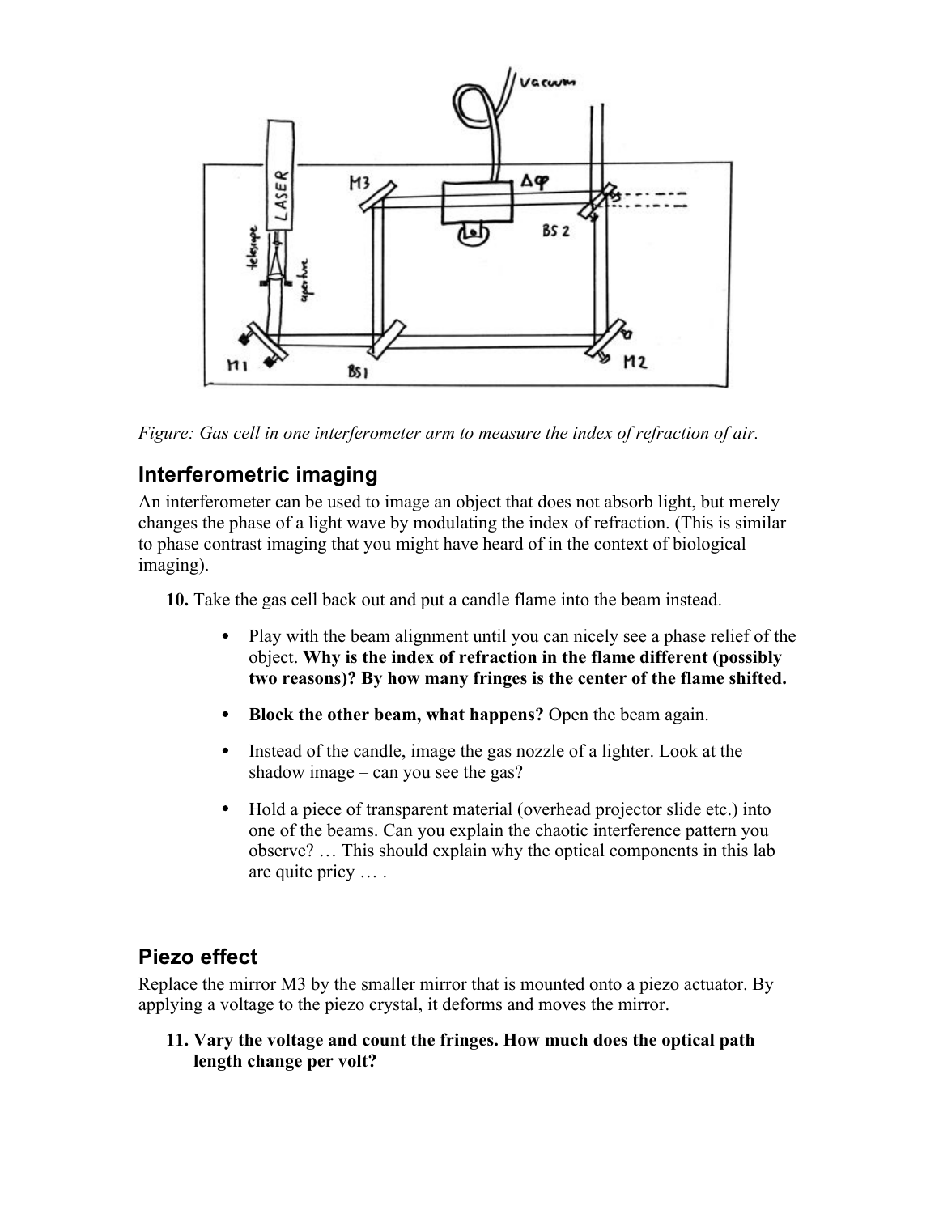*Figure: Gas cell in one interferometer arm to measure the index of refraction of air.*

## Interferometric imaging

An interferometer can be used to image an object that does not absorb light, but merely changes the phase of a light wave by modulating the index of refraction. (This is similar to phase contrast imaging that you might have heard of in the context of biological imaging).

**10.** Take the gas cell back out and put a candle flame into the beam instead.

- Play with the beam alignment until you can nicely see a phase relief of the object. **Why is the index of refraction in the flame different (possibly two reasons)? By how many fringes is the center of the flame shifted.**
- **Block the other beam, what happens?** Open the beam again.
- Instead of the candle, image the gas nozzle of a lighter. Look at the shadow image – can you see the gas?
- Hold a piece of transparent material (overhead projector slide etc.) into one of the beams. Can you explain the chaotic interference pattern you observe? … This should explain why the optical components in this lab are quite pricy … .

## Piezo effect

Replace the mirror M3 by the smaller mirror that is mounted onto a piezo actuator. By applying a voltage to the piezo crystal, it deforms and moves the mirror.

**11. Vary the voltage and count the fringes. How much does the optical path length change per volt?**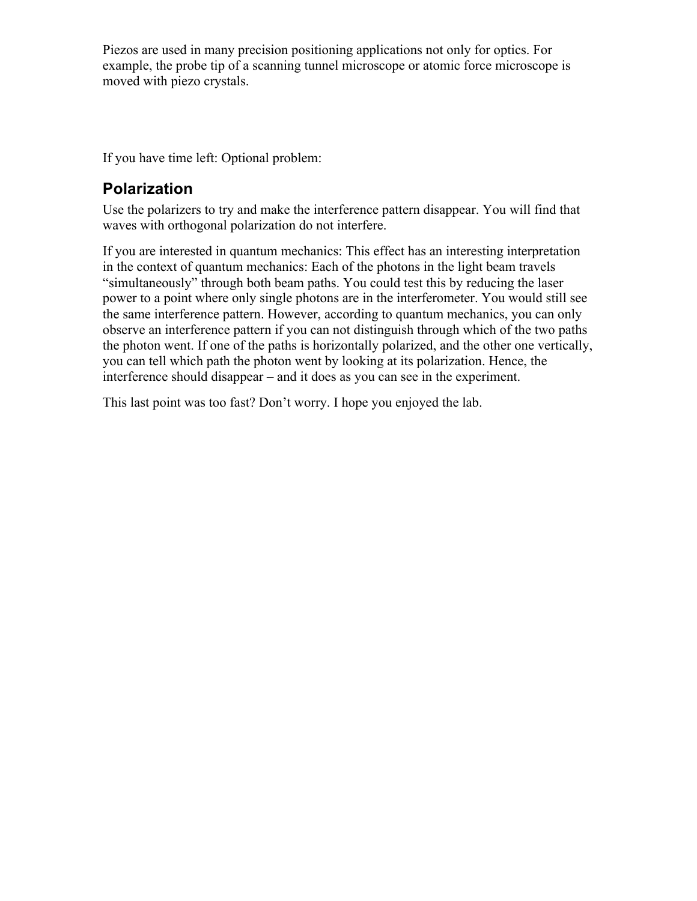Piezos are used in many precision positioning applications not only for optics. For example, the probe tip of a scanning tunnel microscope or atomic force microscope is moved with piezo crystals.

If you have time left: Optional problem:

## Polarization

Use the polarizers to try and make the interference pattern disappear. You will find that waves with orthogonal polarization do not interfere.

If you are interested in quantum mechanics: This effect has an interesting interpretation in the context of quantum mechanics: Each of the photons in the light beam travels "simultaneously" through both beam paths. You could test this by reducing the laser power to a point where only single photons are in the interferometer. You would still see the same interference pattern. However, according to quantum mechanics, you can only observe an interference pattern if you can not distinguish through which of the two paths the photon went. If one of the paths is horizontally polarized, and the other one vertically, you can tell which path the photon went by looking at its polarization. Hence, the interference should disappear – and it does as you can see in the experiment.

This last point was too fast? Don't worry. I hope you enjoyed the lab.